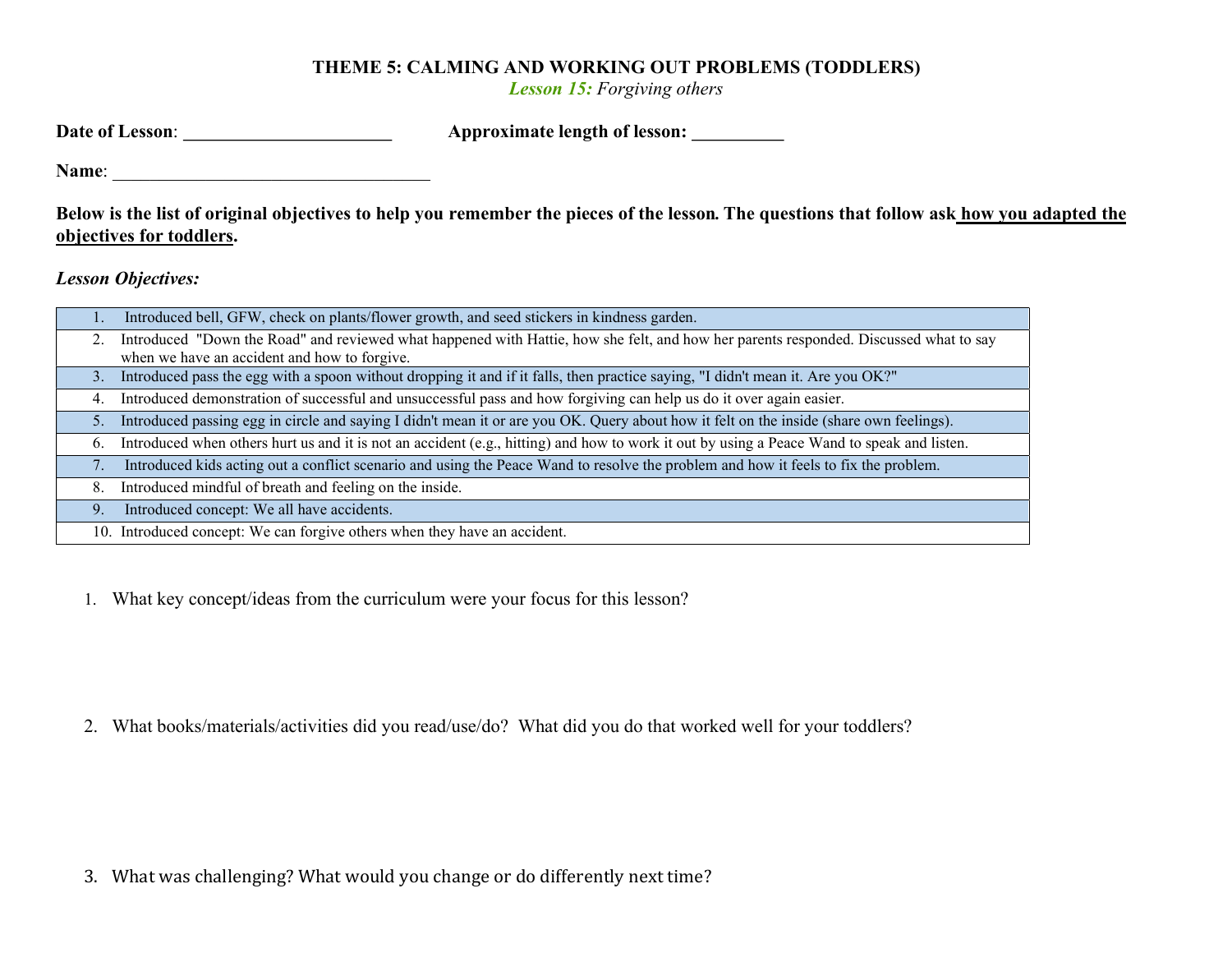# THEME 5: CALMING AND WORKING OUT PROBLEMS (TODDLERS)

***Lesson 15:** Forgiving others*

**Date of Lesson**: _______________________ **Approximate length of lesson:** __________

**Name**: ___________________________________

**Below is the list of original objectives to help you remember the pieces of the lesson. The questions that follow ask <u>how you adapted the objectives for toddlers</u>.**

***Lesson Objectives:***

| | |
|---|---|
| 1. | Introduced bell, GFW, check on plants/flower growth, and seed stickers in kindness garden. |
| 2. | Introduced "Down the Road" and reviewed what happened with Hattie, how she felt, and how her parents responded. Discussed what to say when we have an accident and how to forgive. |
| 3. | Introduced pass the egg with a spoon without dropping it and if it falls, then practice saying, "I didn't mean it. Are you OK?" |
| 4. | Introduced demonstration of successful and unsuccessful pass and how forgiving can help us do it over again easier. |
| 5. | Introduced passing egg in circle and saying I didn't mean it or are you OK. Query about how it felt on the inside (share own feelings). |
| 6. | Introduced when others hurt us and it is not an accident (e.g., hitting) and how to work it out by using a Peace Wand to speak and listen. |
| 7. | Introduced kids acting out a conflict scenario and using the Peace Wand to resolve the problem and how it feels to fix the problem. |
| 8. | Introduced mindful of breath and feeling on the inside. |
| 9. | Introduced concept: We all have accidents. |
| 10. | Introduced concept: We can forgive others when they have an accident. |

1. What key concept/ideas from the curriculum were your focus for this lesson?

2. What books/materials/activities did you read/use/do? What did you do that worked well for your toddlers?

3. What was challenging? What would you change or do differently next time?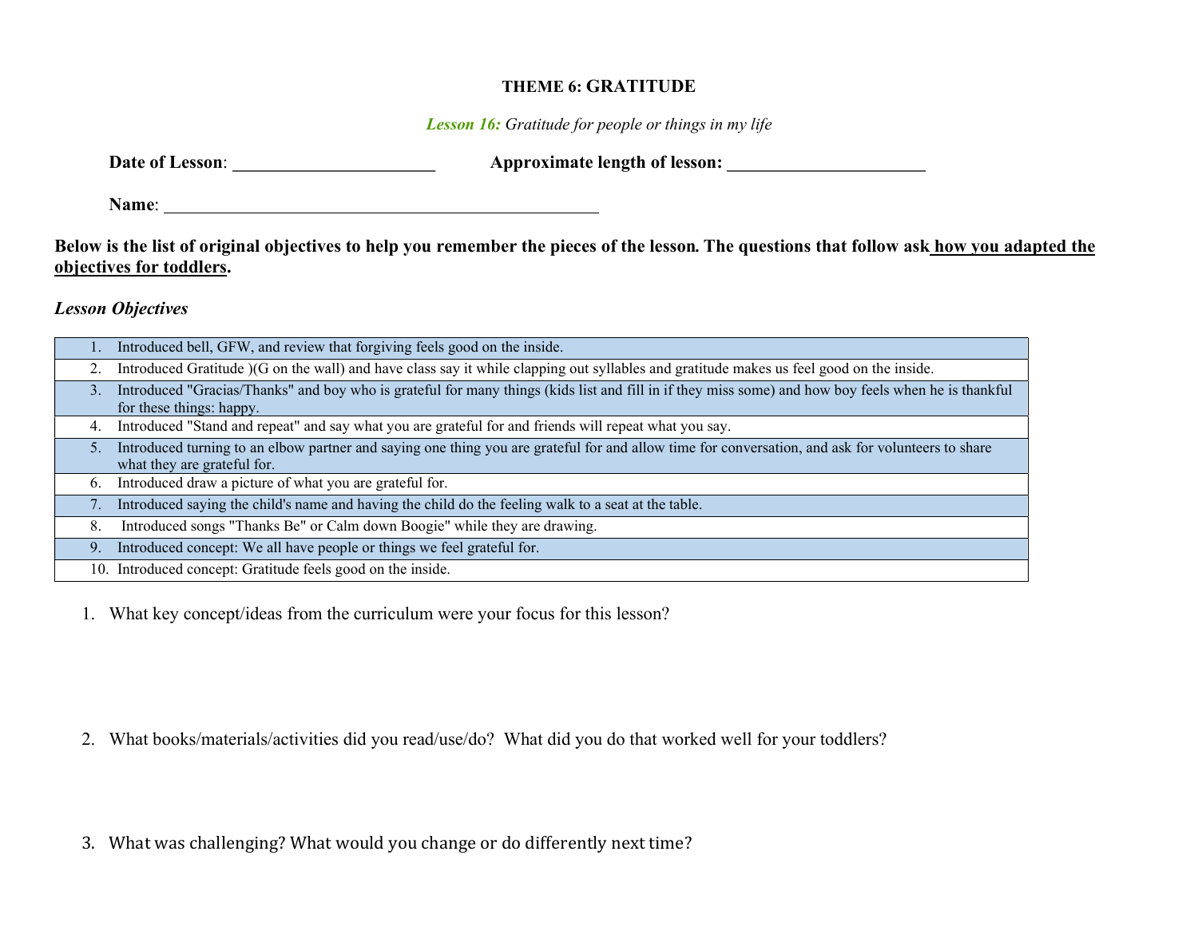**THEME 6: GRATITUDE**

*Lesson 16: Gratitude for people or things in my life*

**Date of Lesson**: ______________________ **Approximate length of lesson: ______________________**

**Name**: ________________________________________________

**Below is the list of original objectives to help you remember the pieces of the lesson. The questions that follow ask how you adapted the objectives for toddlers.**

***Lesson Objectives***

| | |
|---|---|
| 1. | Introduced bell, GFW, and review that forgiving feels good on the inside. |
| 2. | Introduced Gratitude )(G on the wall) and have class say it while clapping out syllables and gratitude makes us feel good on the inside. |
| 3. | Introduced "Gracias/Thanks" and boy who is grateful for many things (kids list and fill in if they miss some) and how boy feels when he is thankful for these things: happy. |
| 4. | Introduced "Stand and repeat" and say what you are grateful for and friends will repeat what you say. |
| 5. | Introduced turning to an elbow partner and saying one thing you are grateful for and allow time for conversation, and ask for volunteers to share what they are grateful for. |
| 6. | Introduced draw a picture of what you are grateful for. |
| 7. | Introduced saying the child's name and having the child do the feeling walk to a seat at the table. |
| 8. | Introduced songs "Thanks Be" or Calm down Boogie" while they are drawing. |
| 9. | Introduced concept: We all have people or things we feel grateful for. |
| 10. | Introduced concept: Gratitude feels good on the inside. |

1. What key concept/ideas from the curriculum were your focus for this lesson?

2. What books/materials/activities did you read/use/do? What did you do that worked well for your toddlers?

3. What was challenging? What would you change or do differently next time?